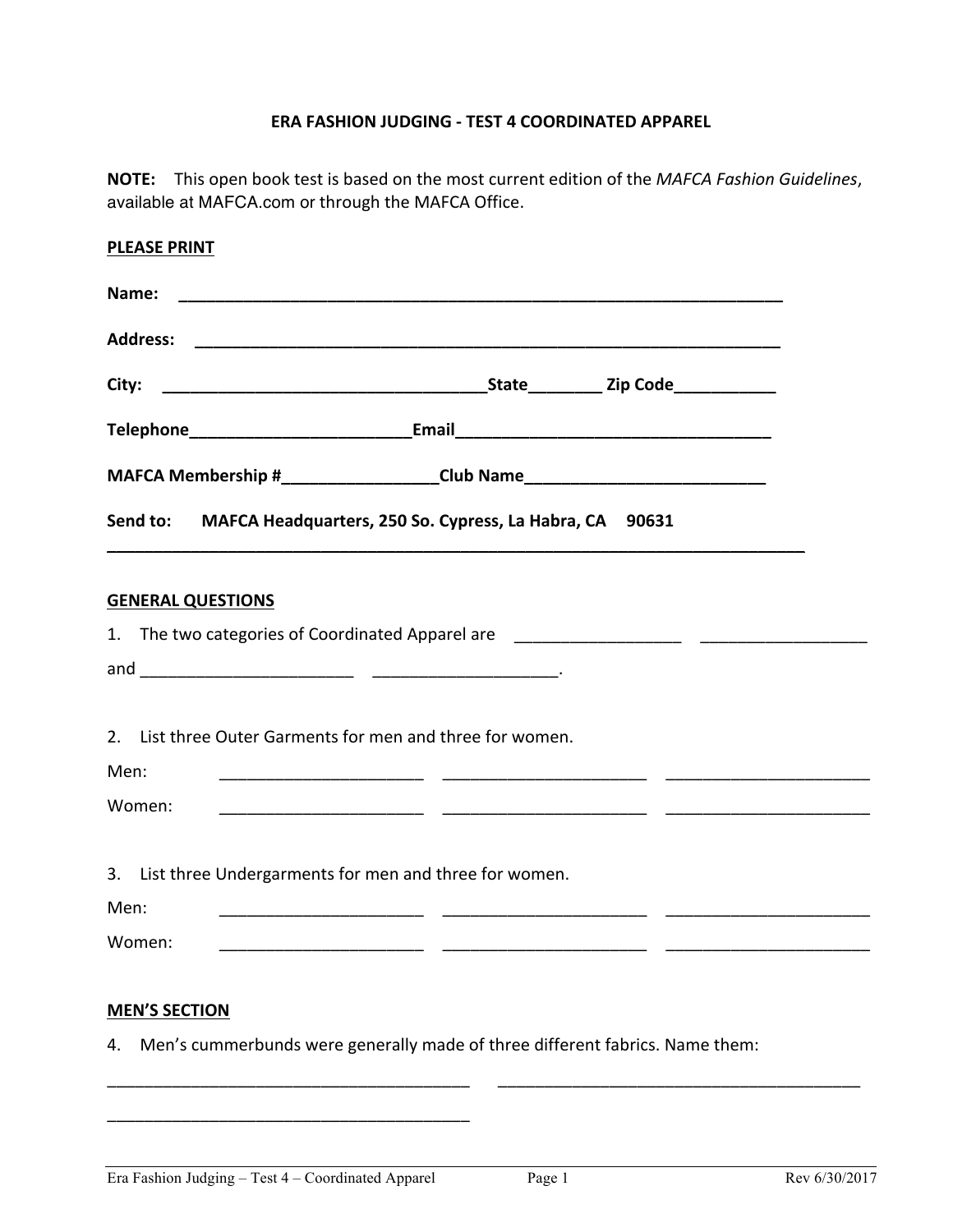# ERA FASHION JUDGING - TEST 4 COORDINATED APPAREL

**NOTE:** This open book test is based on the most current edition of the *MAFCA Fashion Guidelines*, available at MAFCA.com or through the MAFCA Office.

**PLEASE PRINT**

**Name:** ______________________________________________________________________

**Address:** ____________________________________________________________________

**City:** ____________________________________State________ Zip Code___________

**Telephone**________________________**Email**__________________________________

**MAFCA Membership #**________________**Club Name**__________________________

**Send to:** **MAFCA Headquarters, 250 So. Cypress, La Habra, CA 90631**

---

## GENERAL QUESTIONS

1. The two categories of Coordinated Apparel are __________________ __________________ and _______________________ ____________________.

2. List three Outer Garments for men and three for women.

Men: ______________________ ______________________ ______________________

Women: ______________________ ______________________ ______________________

3. List three Undergarments for men and three for women.

Men: ______________________ ______________________ ______________________

Women: ______________________ ______________________ ______________________

## MEN'S SECTION

4. Men's cummerbunds were generally made of three different fabrics. Name them:

________________________________________ ________________________________________

________________________________________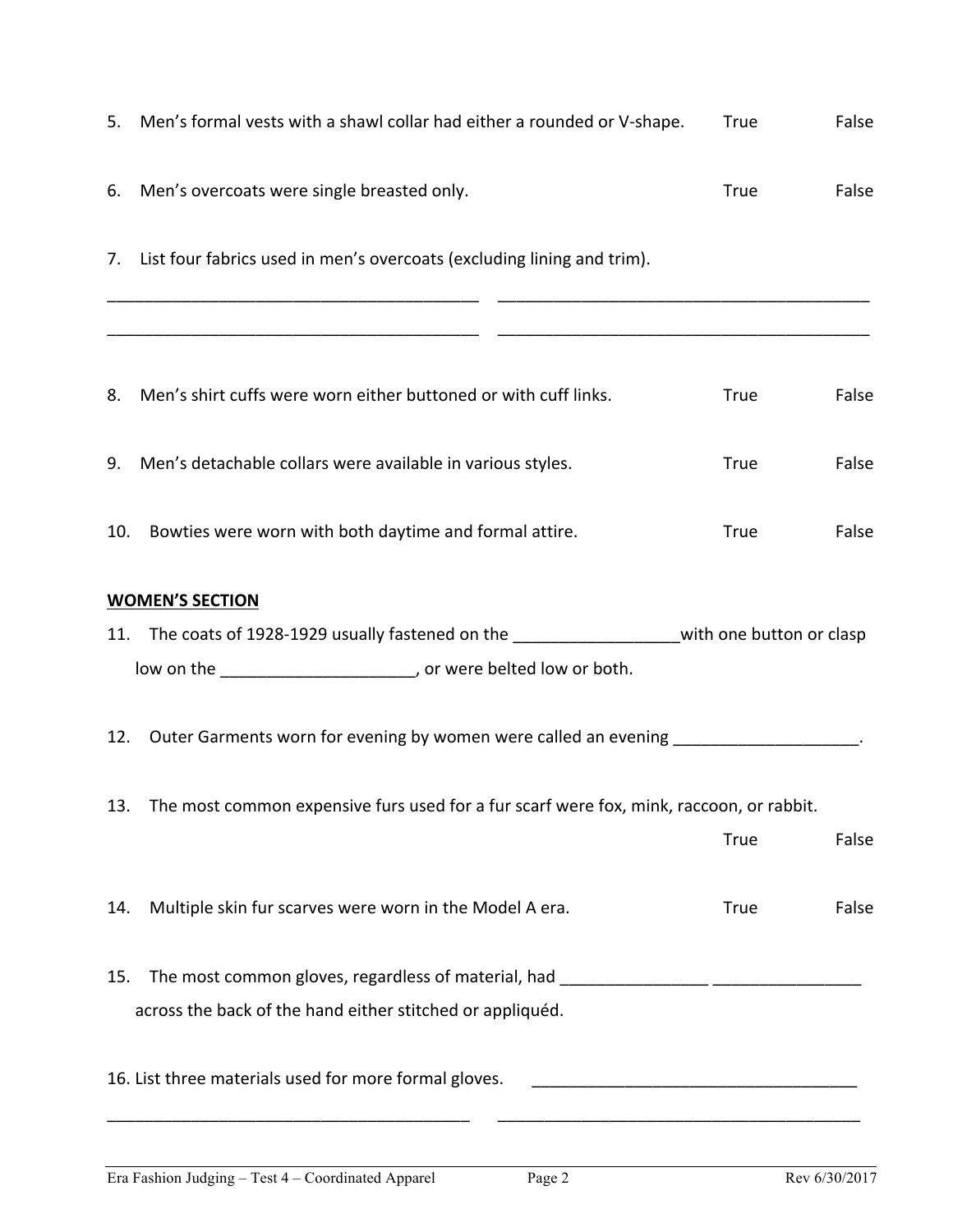5. Men's formal vests with a shawl collar had either a rounded or V-shape. True False

6. Men's overcoats were single breasted only. True False

7. List four fabrics used in men's overcoats (excluding lining and trim).

_________________________________________ _________________________________________

_________________________________________ _________________________________________

8. Men's shirt cuffs were worn either buttoned or with cuff links. True False

9. Men's detachable collars were available in various styles. True False

10. Bowties were worn with both daytime and formal attire. True False

**WOMEN'S SECTION**

11. The coats of 1928-1929 usually fastened on the _________________with one button or clasp low on the ____________________, or were belted low or both.

12. Outer Garments worn for evening by women were called an evening ____________________.

13. The most common expensive furs used for a fur scarf were fox, mink, raccoon, or rabbit. True False

14. Multiple skin fur scarves were worn in the Model A era. True False

15. The most common gloves, regardless of material, had ________________ ________________ across the back of the hand either stitched or appliquéd.

16. List three materials used for more formal gloves. ___________________________________

_________________________________________ _________________________________________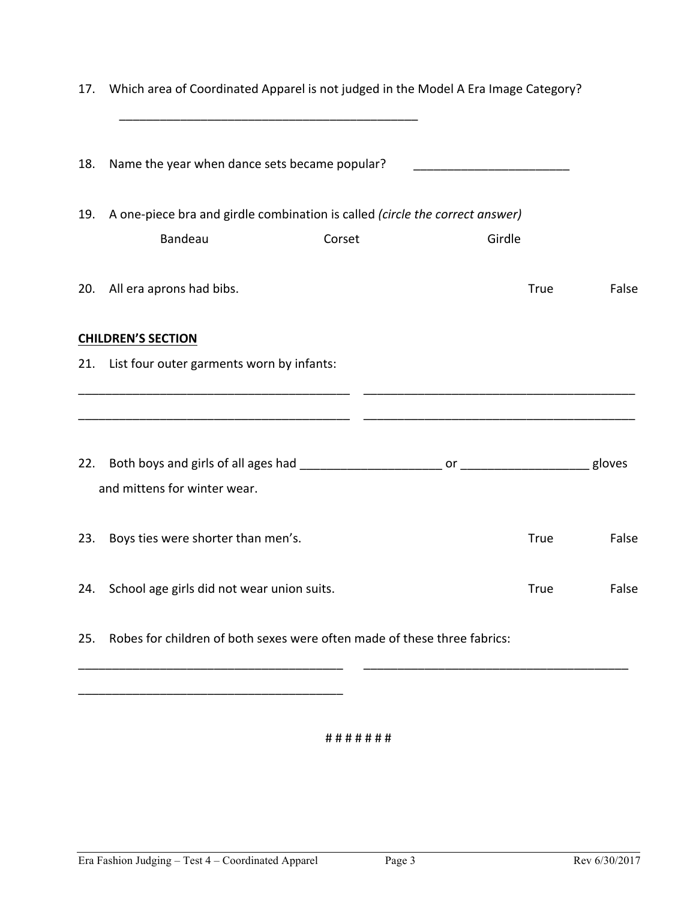17. Which area of Coordinated Apparel is not judged in the Model A Era Image Category?

    _____________________________________________

18. Name the year when dance sets became popular? _______________________

19. A one-piece bra and girdle combination is called *(circle the correct answer)*

    Bandeau          Corset          Girdle

20. All era aprons had bibs.          True          False

**CHILDREN'S SECTION**

21. List four outer garments worn by infants:

_________________________________________   _________________________________________

_________________________________________   _________________________________________

22. Both boys and girls of all ages had _____________________ or ___________________ gloves and mittens for winter wear.

23. Boys ties were shorter than men's.          True          False

24. School age girls did not wear union suits.          True          False

25. Robes for children of both sexes were often made of these three fabrics:

_________________________________________   _________________________________________

_________________________________________

\# # # # # # #